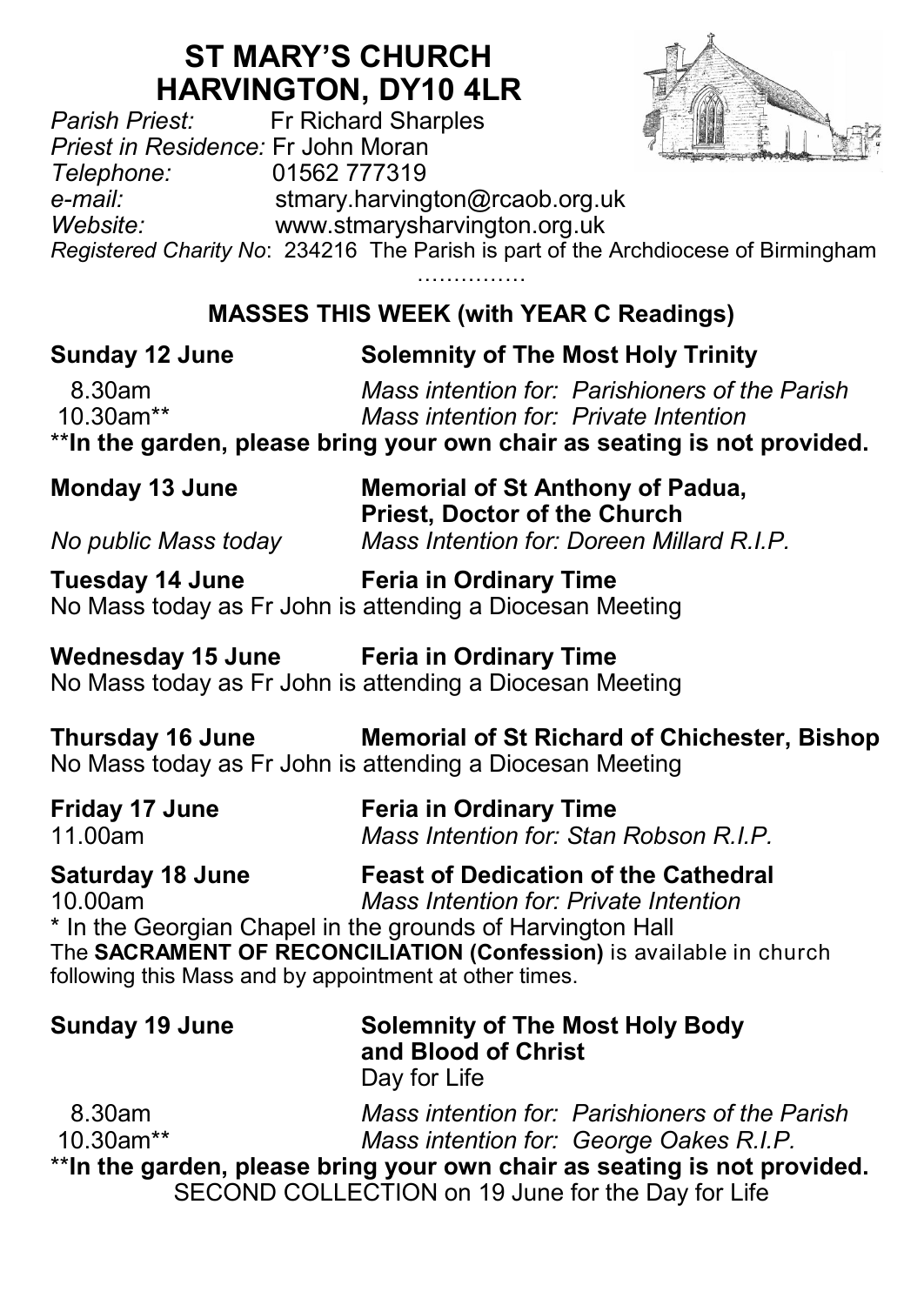# ST MARY'S CHURCH
# HARVINGTON, DY10 4LR

*Parish Priest:* Fr Richard Sharples
*Priest in Residence:* Fr John Moran
*Telephone:* 01562 777319
*e-mail:* stmary.harvington@rcaob.org.uk
*Website:* www.stmarysharvington.org.uk
*Registered Charity No*: 234216 The Parish is part of the Archdiocese of Birmingham

……………

## MASSES THIS WEEK (with YEAR C Readings)

**Sunday 12 June** **Solemnity of The Most Holy Trinity**

8.30am *Mass intention for: Parishioners of the Parish*
10.30am** *Mass intention for: Private Intention*
****In the garden, please bring your own chair as seating is not provided.**

**Monday 13 June** **Memorial of St Anthony of Padua, Priest, Doctor of the Church**
*No public Mass today* *Mass Intention for: Doreen Millard R.I.P.*

**Tuesday 14 June** **Feria in Ordinary Time**
No Mass today as Fr John is attending a Diocesan Meeting

**Wednesday 15 June** **Feria in Ordinary Time**
No Mass today as Fr John is attending a Diocesan Meeting

**Thursday 16 June** **Memorial of St Richard of Chichester, Bishop**
No Mass today as Fr John is attending a Diocesan Meeting

**Friday 17 June** **Feria in Ordinary Time**
11.00am *Mass Intention for: Stan Robson R.I.P.*

**Saturday 18 June** **Feast of Dedication of the Cathedral**
10.00am *Mass Intention for: Private Intention*
\* In the Georgian Chapel in the grounds of Harvington Hall
The **SACRAMENT OF RECONCILIATION (Confession)** is available in church following this Mass and by appointment at other times.

**Sunday 19 June** **Solemnity of The Most Holy Body and Blood of Christ**
Day for Life

8.30am *Mass intention for: Parishioners of the Parish*
10.30am** *Mass intention for: George Oakes R.I.P.*
****In the garden, please bring your own chair as seating is not provided.**
SECOND COLLECTION on 19 June for the Day for Life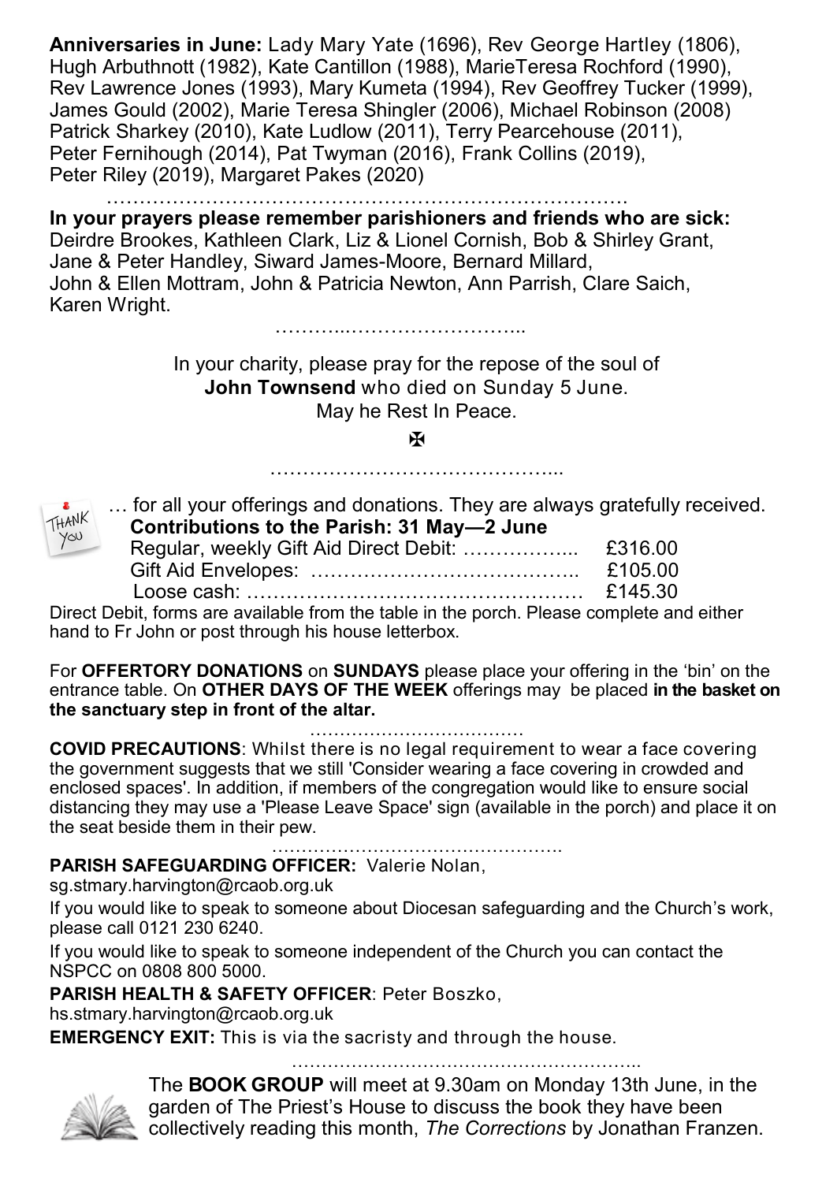**Anniversaries in June:** Lady Mary Yate (1696), Rev George Hartley (1806), Hugh Arbuthnott (1982), Kate Cantillon (1988), MarieTeresa Rochford (1990), Rev Lawrence Jones (1993), Mary Kumeta (1994), Rev Geoffrey Tucker (1999), James Gould (2002), Marie Teresa Shingler (2006), Michael Robinson (2008) Patrick Sharkey (2010), Kate Ludlow (2011), Terry Pearcehouse (2011), Peter Fernihough (2014), Pat Twyman (2016), Frank Collins (2019), Peter Riley (2019), Margaret Pakes (2020)

…………………………………………………………………….

**In your prayers please remember parishioners and friends who are sick:** Deirdre Brookes, Kathleen Clark, Liz & Lionel Cornish, Bob & Shirley Grant, Jane & Peter Handley, Siward James-Moore, Bernard Millard, John & Ellen Mottram, John & Patricia Newton, Ann Parrish, Clare Saich, Karen Wright.

………..……………………...

In your charity, please pray for the repose of the soul of
**John Townsend** who died on Sunday 5 June.
May he Rest In Peace.

✠

……………………………………...

THANK YOU … for all your offerings and donations. They are always gratefully received.

**Contributions to the Parish: 31 May—2 June**

| | |
|---|---|
| Regular, weekly Gift Aid Direct Debit: ……………... | £316.00 |
| Gift Aid Envelopes: ………………………………….. | £105.00 |
| Loose cash: …………………………………………… | £145.30 |

Direct Debit, forms are available from the table in the porch. Please complete and either hand to Fr John or post through his house letterbox.

For **OFFERTORY DONATIONS** on **SUNDAYS** please place your offering in the 'bin' on the entrance table. On **OTHER DAYS OF THE WEEK** offerings may be placed **in the basket on the sanctuary step in front of the altar.**

………………………………

**COVID PRECAUTIONS**: Whilst there is no legal requirement to wear a face covering the government suggests that we still 'Consider wearing a face covering in crowded and enclosed spaces'. In addition, if members of the congregation would like to ensure social distancing they may use a 'Please Leave Space' sign (available in the porch) and place it on the seat beside them in their pew.

………………………………………….

**PARISH SAFEGUARDING OFFICER:** Valerie Nolan,
sg.stmary.harvington@rcaob.org.uk

If you would like to speak to someone about Diocesan safeguarding and the Church's work, please call 0121 230 6240.

If you would like to speak to someone independent of the Church you can contact the NSPCC on 0808 800 5000.

**PARISH HEALTH & SAFETY OFFICER**: Peter Boszko,
hs.stmary.harvington@rcaob.org.uk

**EMERGENCY EXIT:** This is via the sacristy and through the house.

…………………………………………………..

The **BOOK GROUP** will meet at 9.30am on Monday 13th June, in the garden of The Priest's House to discuss the book they have been collectively reading this month, *The Corrections* by Jonathan Franzen.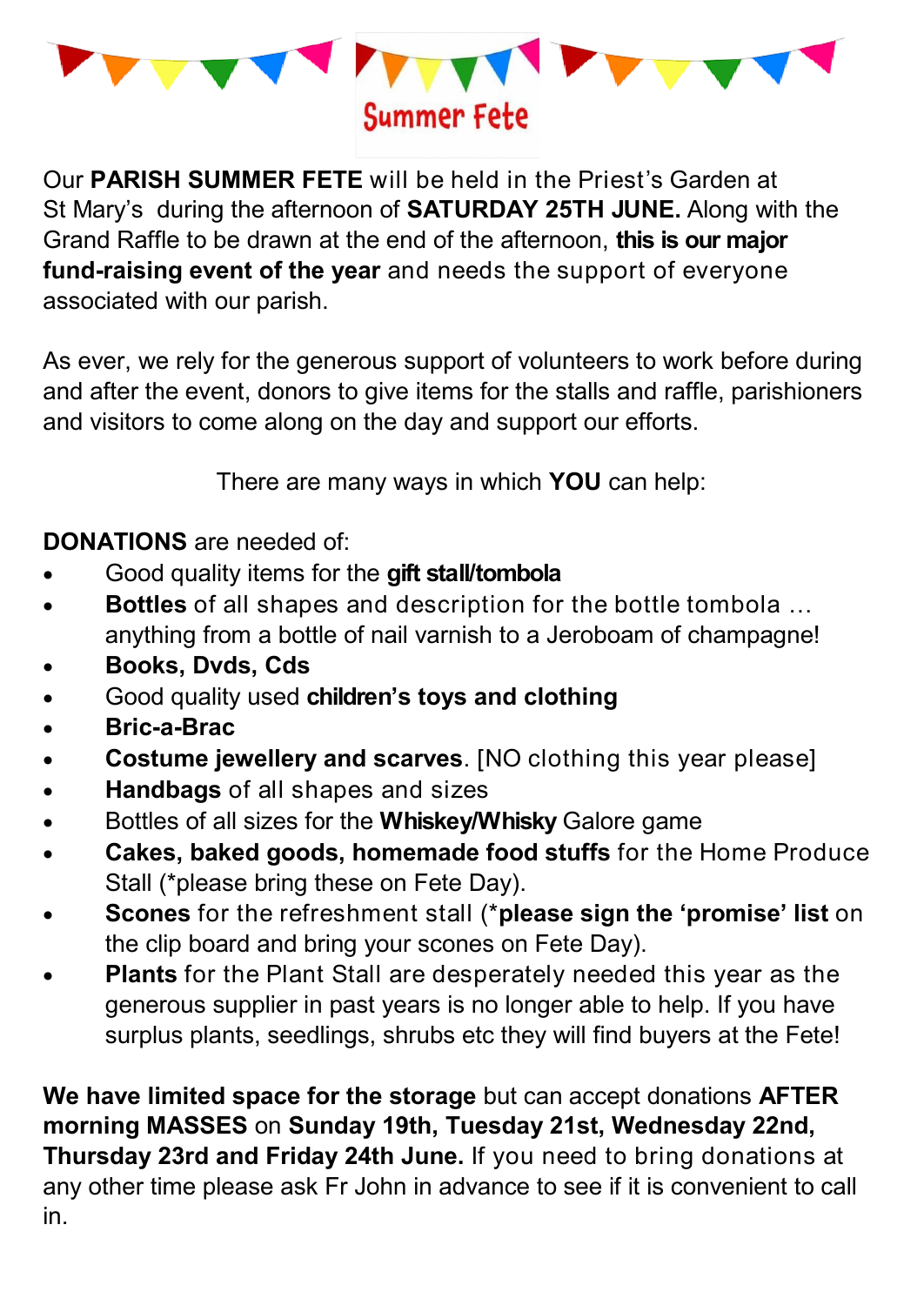# Summer Fete

Our **PARISH SUMMER FETE** will be held in the Priest's Garden at St Mary's during the afternoon of **SATURDAY 25TH JUNE.** Along with the Grand Raffle to be drawn at the end of the afternoon, **this is our major fund-raising event of the year** and needs the support of everyone associated with our parish.

As ever, we rely for the generous support of volunteers to work before during and after the event, donors to give items for the stalls and raffle, parishioners and visitors to come along on the day and support our efforts.

There are many ways in which **YOU** can help:

**DONATIONS** are needed of:

- Good quality items for the **gift stall/tombola**
- **Bottles** of all shapes and description for the bottle tombola … anything from a bottle of nail varnish to a Jeroboam of champagne!
- **Books, Dvds, Cds**
- Good quality used **children's toys and clothing**
- **Bric-a-Brac**
- **Costume jewellery and scarves**. [NO clothing this year please]
- **Handbags** of all shapes and sizes
- Bottles of all sizes for the **Whiskey/Whisky** Galore game
- **Cakes, baked goods, homemade food stuffs** for the Home Produce Stall (*please bring these on Fete Day).
- **Scones** for the refreshment stall (***please sign the 'promise' list** on the clip board and bring your scones on Fete Day).
- **Plants** for the Plant Stall are desperately needed this year as the generous supplier in past years is no longer able to help. If you have surplus plants, seedlings, shrubs etc they will find buyers at the Fete!

**We have limited space for the storage** but can accept donations **AFTER morning MASSES** on **Sunday 19th, Tuesday 21st, Wednesday 22nd, Thursday 23rd and Friday 24th June.** If you need to bring donations at any other time please ask Fr John in advance to see if it is convenient to call in.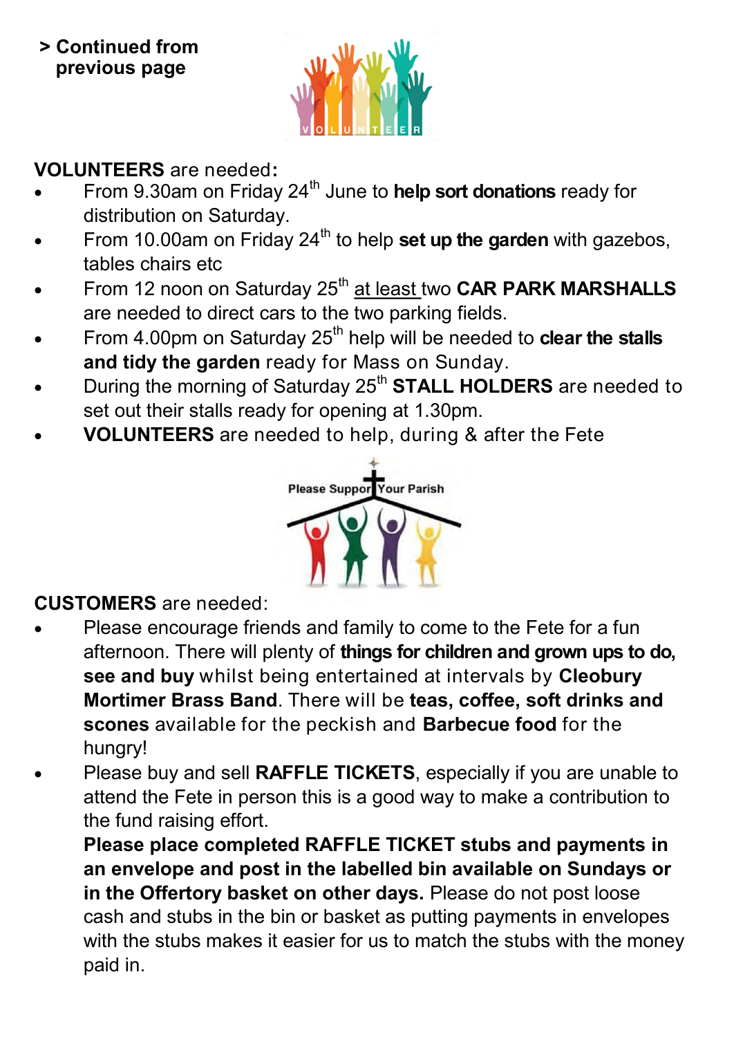**> Continued from previous page**

**VOLUNTEERS** are needed**:**

- From 9.30am on Friday 24th June to **help sort donations** ready for distribution on Saturday.
- From 10.00am on Friday 24th to help **set up the garden** with gazebos, tables chairs etc
- From 12 noon on Saturday 25th at least two **CAR PARK MARSHALLS** are needed to direct cars to the two parking fields.
- From 4.00pm on Saturday 25th help will be needed to **clear the stalls and tidy the garden** ready for Mass on Sunday.
- During the morning of Saturday 25th **STALL HOLDERS** are needed to set out their stalls ready for opening at 1.30pm.
- **VOLUNTEERS** are needed to help, during & after the Fete

Please Support Your Parish

**CUSTOMERS** are needed:

- Please encourage friends and family to come to the Fete for a fun afternoon. There will plenty of **things for children and grown ups to do, see and buy** whilst being entertained at intervals by **Cleobury Mortimer Brass Band**. There will be **teas, coffee, soft drinks and scones** available for the peckish and **Barbecue food** for the hungry!
- Please buy and sell **RAFFLE TICKETS**, especially if you are unable to attend the Fete in person this is a good way to make a contribution to the fund raising effort.

  **Please place completed RAFFLE TICKET stubs and payments in an envelope and post in the labelled bin available on Sundays or in the Offertory basket on other days.** Please do not post loose cash and stubs in the bin or basket as putting payments in envelopes with the stubs makes it easier for us to match the stubs with the money paid in.